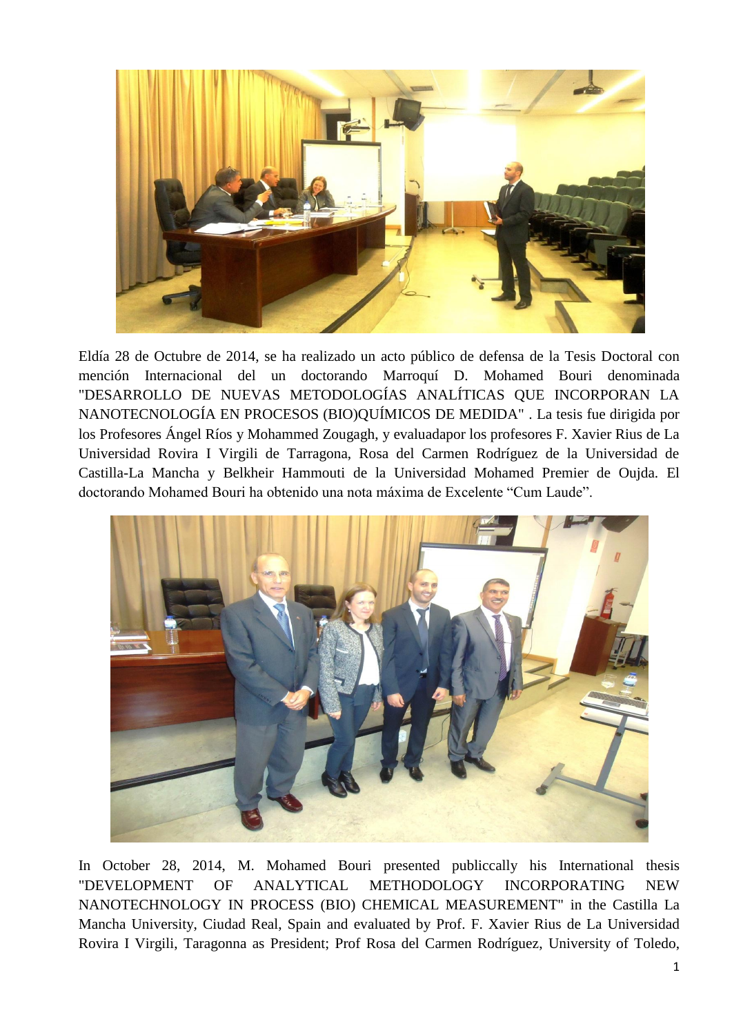Eldía 28 de Octubre de 2014, se ha realizado un acto público de defensa de la Tesis Doctoral con mención Internacional del un doctorando Marroquí D. Mohamed Bouri denominada "DESARROLLO DE NUEVAS METODOLOGÍAS ANALÍTICAS QUE INCORPORAN LA NANOTECNOLOGÍA EN PROCESOS (BIO)QUÍMICOS DE MEDIDA" . La tesis fue dirigida por los Profesores Ángel Ríos y Mohammed Zougagh, y evaluadapor los profesores F. Xavier Rius de La Universidad Rovira I Virgili de Tarragona, Rosa del Carmen Rodríguez de la Universidad de Castilla-La Mancha y Belkheir Hammouti de la Universidad Mohamed Premier de Oujda. El doctorando Mohamed Bouri ha obtenido una nota máxima de Excelente "Cum Laude".

In October 28, 2014, M. Mohamed Bouri presented publiccally his International thesis "DEVELOPMENT OF ANALYTICAL METHODOLOGY INCORPORATING NEW NANOTECHNOLOGY IN PROCESS (BIO) CHEMICAL MEASUREMENT" in the Castilla La Mancha University, Ciudad Real, Spain and evaluated by Prof. F. Xavier Rius de La Universidad Rovira I Virgili, Taragonna as President; Prof Rosa del Carmen Rodríguez, University of Toledo,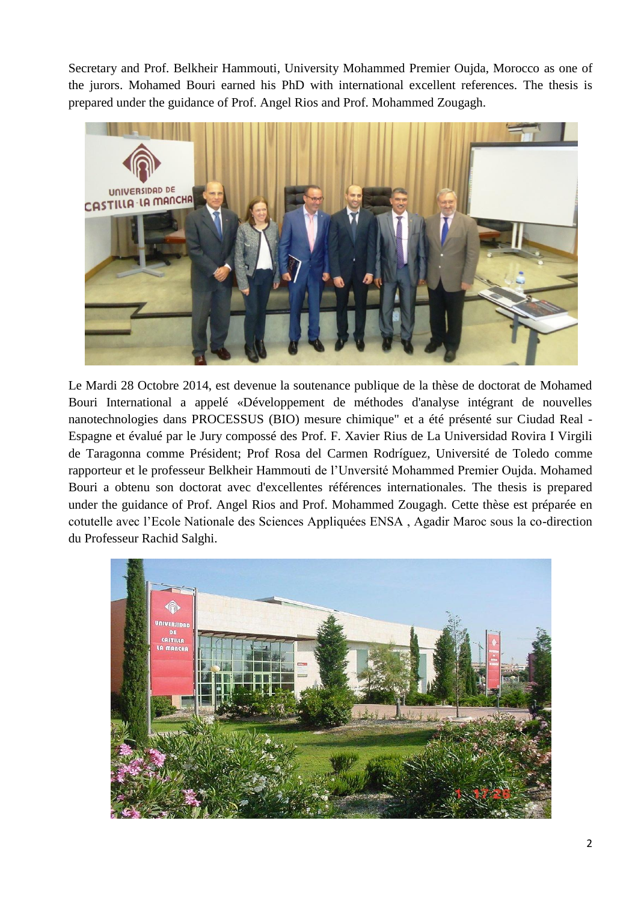Secretary and Prof. Belkheir Hammouti, University Mohammed Premier Oujda, Morocco as one of the jurors. Mohamed Bouri earned his PhD with international excellent references. The thesis is prepared under the guidance of Prof. Angel Rios and Prof. Mohammed Zougagh.

Le Mardi 28 Octobre 2014, est devenue la soutenance publique de la thèse de doctorat de Mohamed Bouri International a appelé «Développement de méthodes d'analyse intégrant de nouvelles nanotechnologies dans PROCESSUS (BIO) mesure chimique" et a été présenté sur Ciudad Real - Espagne et évalué par le Jury composé des Prof. F. Xavier Rius de La Universidad Rovira I Virgili de Taragonna comme Président; Prof Rosa del Carmen Rodríguez, Université de Toledo comme rapporteur et le professeur Belkheir Hammouti de l'Unversité Mohammed Premier Oujda. Mohamed Bouri a obtenu son doctorat avec d'excellentes références internationales. The thesis is prepared under the guidance of Prof. Angel Rios and Prof. Mohammed Zougagh. Cette thèse est préparée en cotutelle avec l'Ecole Nationale des Sciences Appliquées ENSA , Agadir Maroc sous la co-direction du Professeur Rachid Salghi.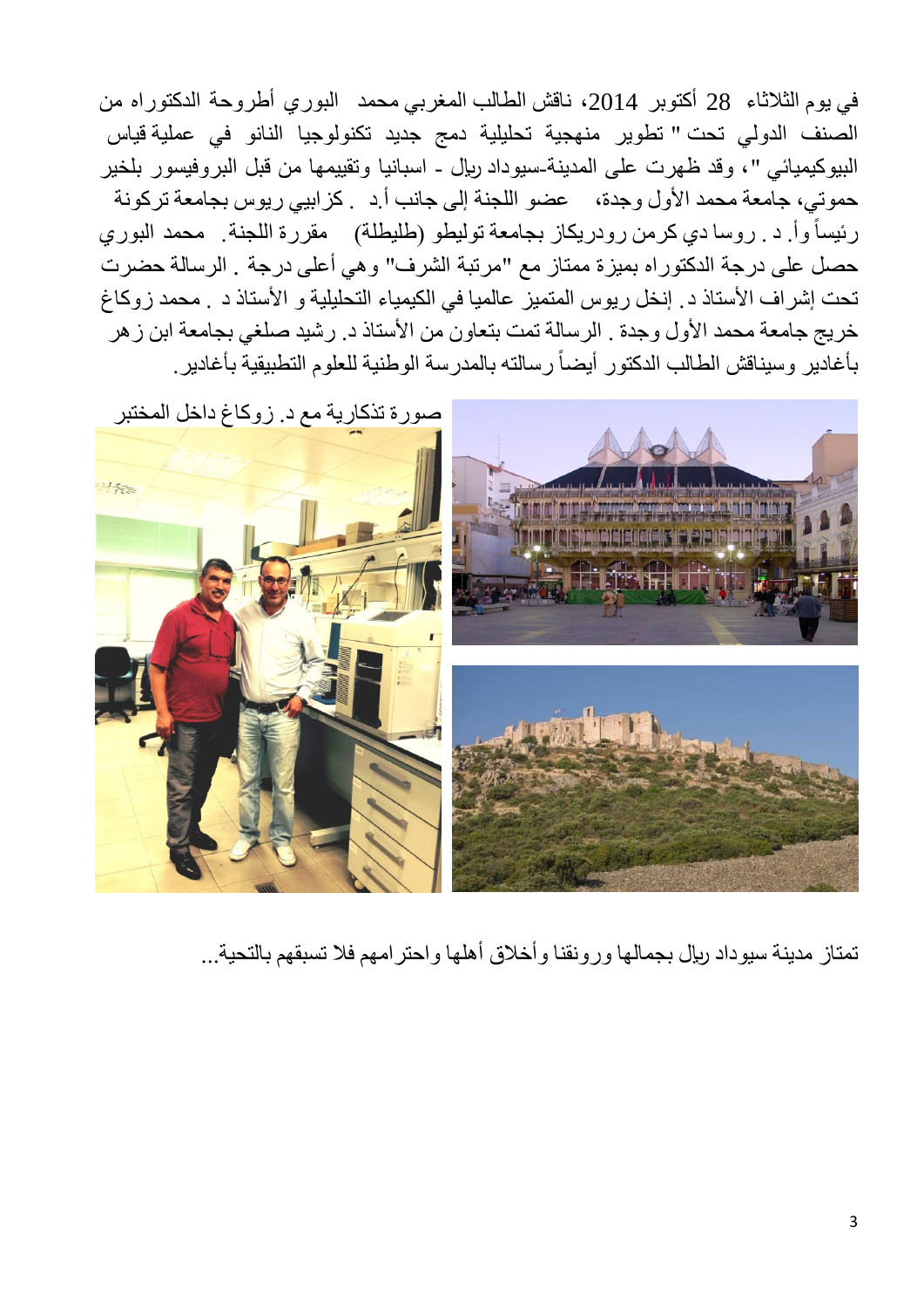في يوم الثلاثاء 28 أكتوبر 2014، ناقش الطالب المغربي محمد البوري أطروحة الدكتوراه من الصنف الدولي تحت " تطوير منهجية تحليلية دمج جديد تكنولوجيا النانو في عملية قياس البيوكيميائي "، وقد ظهرت على المدينة-سيوداد ريال - اسبانيا وتقييمها من قبل البروفيسور بلخير حموتي، جامعة محمد الأول وجدة، عضو اللجنة إلى جانب أ.د . كزابيي ريوس بجامعة تركونة رئيساً وأ. د . روسا دي كرمن رودريكاز بجامعة توليطو (طليطلة) مقررة اللجنة. محمد البوري حصل على درجة الدكتوراه بميزة ممتاز مع "مرتبة الشرف" وهي أعلى درجة . الرسالة حضرت تحت إشراف الأستاذ د. إنخل ريوس المتميز عالميا في الكيمياء التحليلية و الأستاذ د . محمد زوكاغ خريج جامعة محمد الأول وجدة . الرسالة تمت بتعاون من الأستاذ د. رشيد صلغي بجامعة ابن زهر بأغادير وسيناقش الطالب الدكتور أيضاً رسالته بالمدرسة الوطنية للعلوم التطبيقية بأغادير.

صورة تذكارية مع د. زوكاغ داخل المختبر

تمتاز مدينة سيوداد ريال بجمالها ورونقنا وأخلاق أهلها واحترامهم فلا تسبقهم بالتحية...